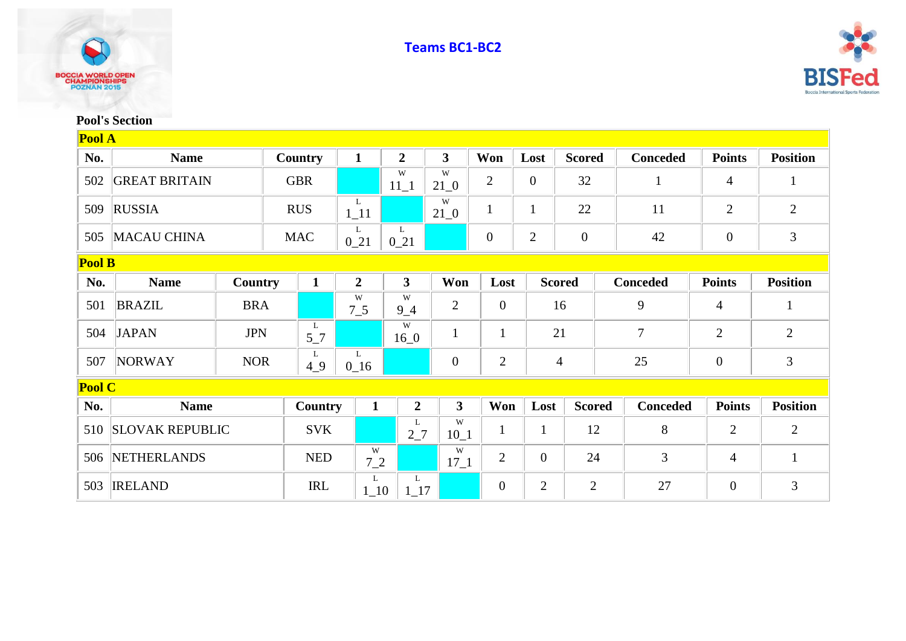# Teams BC1-BC2

**Pool's Section**

**Pool A**

| No. | Name | Country | 1 | 2 | 3 | Won | Lost | Scored | Conceded | Points | Position |
|---|---|---|---|---|---|---|---|---|---|---|---|
| 502 | GREAT BRITAIN | GBR | | W 11_1 | W 21_0 | 2 | 0 | 32 | 1 | 4 | 1 |
| 509 | RUSSIA | RUS | L 1_11 | | W 21_0 | 1 | 1 | 22 | 11 | 2 | 2 |
| 505 | MACAU CHINA | MAC | L 0_21 | L 0_21 | | 0 | 2 | 0 | 42 | 0 | 3 |

**Pool B**

| No. | Name | Country | 1 | 2 | 3 | Won | Lost | Scored | Conceded | Points | Position |
|---|---|---|---|---|---|---|---|---|---|---|---|
| 501 | BRAZIL | BRA | | W 7_5 | W 9_4 | 2 | 0 | 16 | 9 | 4 | 1 |
| 504 | JAPAN | JPN | L 5_7 | | W 16_0 | 1 | 1 | 21 | 7 | 2 | 2 |
| 507 | NORWAY | NOR | L 4_9 | L 0_16 | | 0 | 2 | 4 | 25 | 0 | 3 |

**Pool C**

| No. | Name | Country | 1 | 2 | 3 | Won | Lost | Scored | Conceded | Points | Position |
|---|---|---|---|---|---|---|---|---|---|---|---|
| 510 | SLOVAK REPUBLIC | SVK | | L 2_7 | W 10_1 | 1 | 1 | 12 | 8 | 2 | 2 |
| 506 | NETHERLANDS | NED | W 7_2 | | W 17_1 | 2 | 0 | 24 | 3 | 4 | 1 |
| 503 | IRELAND | IRL | L 1_10 | L 1_17 | | 0 | 2 | 2 | 27 | 0 | 3 |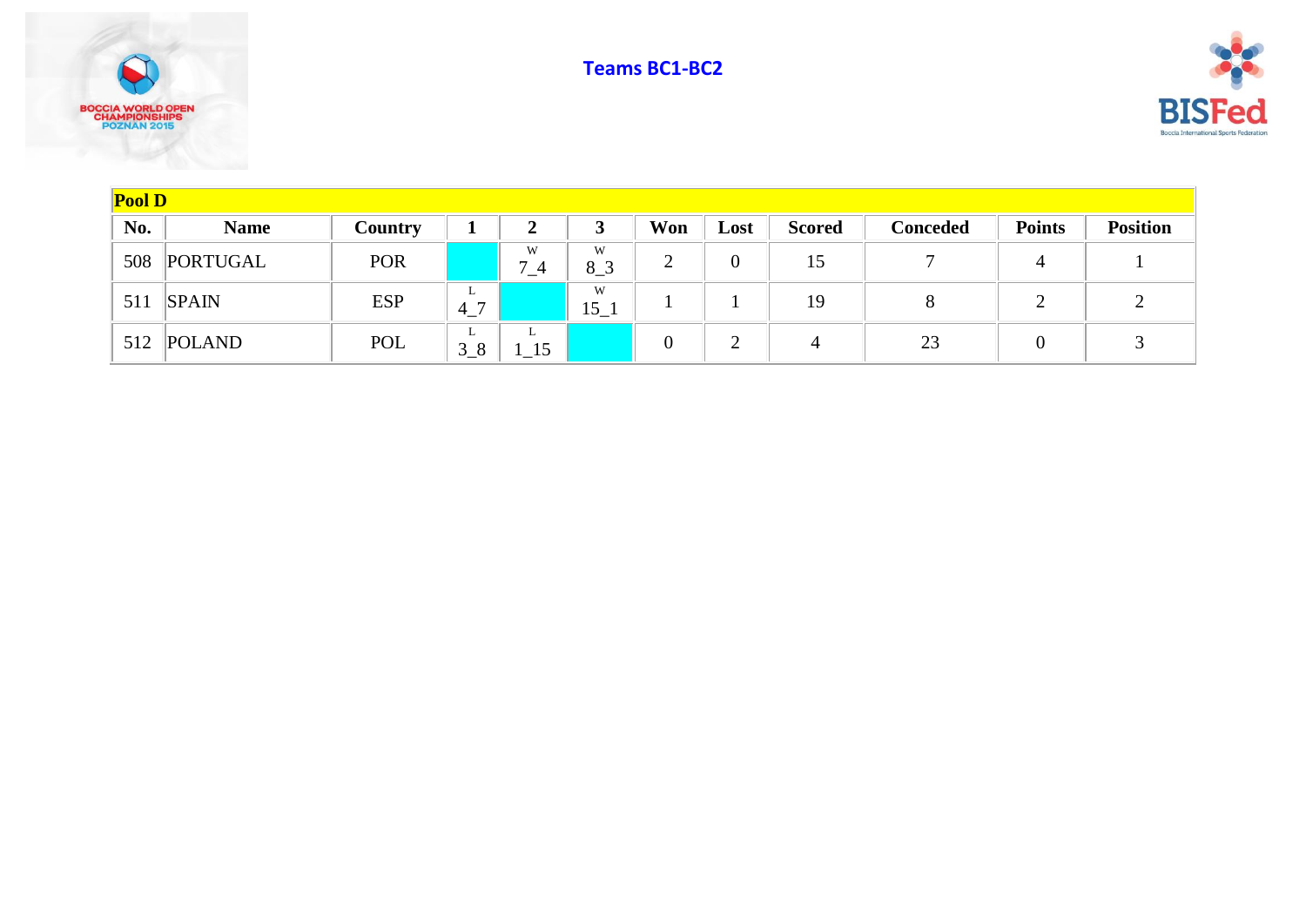## Teams BC1-BC2

| Pool D | | | | | | | | | | | |
|---|---|---|---|---|---|---|---|---|---|---|---|
| No. | Name | Country | 1 | 2 | 3 | Won | Lost | Scored | Conceded | Points | Position |
| 508 | PORTUGAL | POR | | W 7_4 | W 8_3 | 2 | 0 | 15 | 7 | 4 | 1 |
| 511 | SPAIN | ESP | L 4_7 | | W 15_1 | 1 | 1 | 19 | 8 | 2 | 2 |
| 512 | POLAND | POL | L 3_8 | L 1_15 | | 0 | 2 | 4 | 23 | 0 | 3 |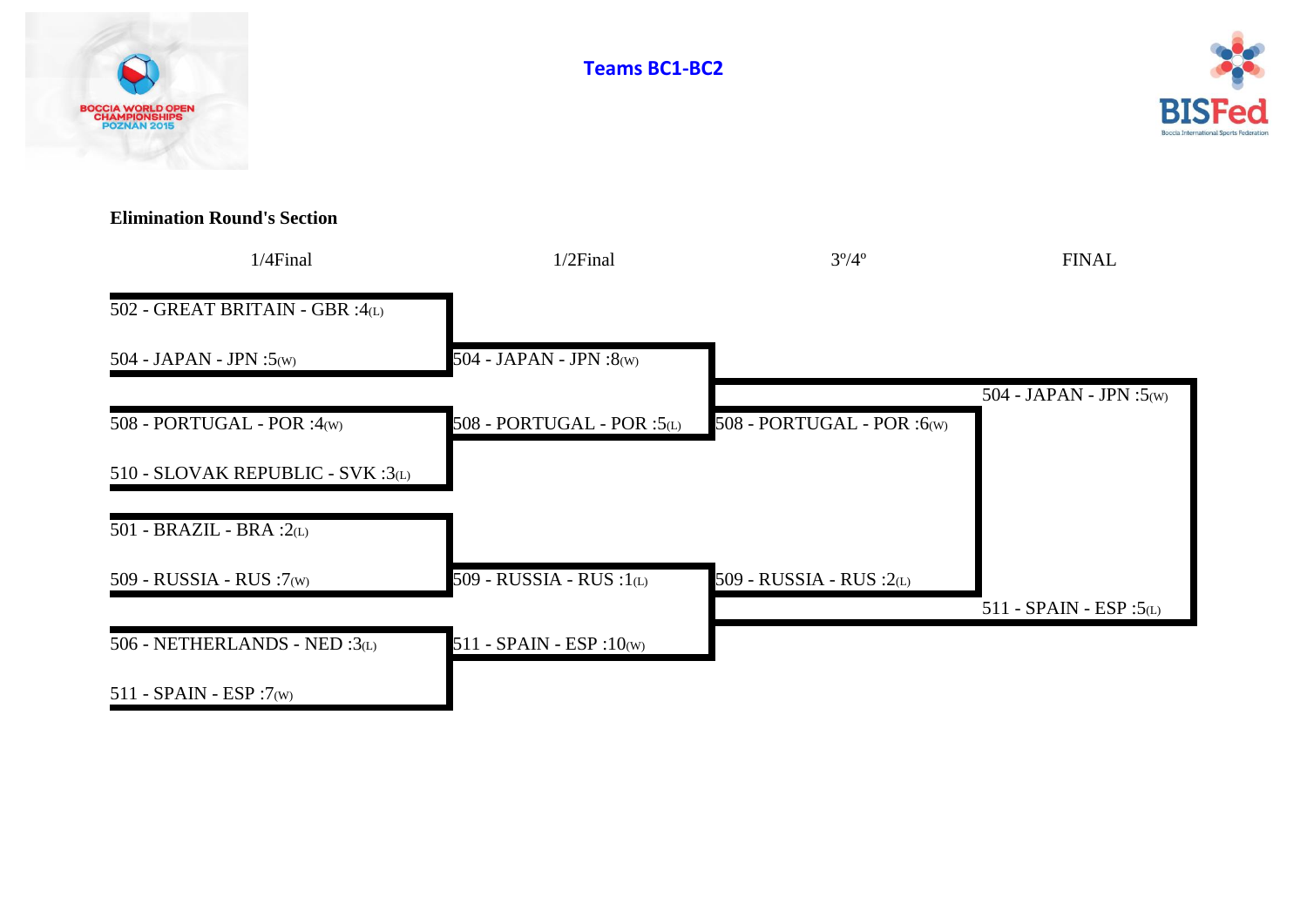## Teams BC1-BC2

**Elimination Round's Section**

| 1/4Final | 1/2Final | 3º/4º | FINAL |
|---|---|---|---|
| 502 - GREAT BRITAIN - GBR :4(L) | | | |
| 504 - JAPAN - JPN :5(W) | 504 - JAPAN - JPN :8(W) | | |
| | | | 504 - JAPAN - JPN :5(W) |
| 508 - PORTUGAL - POR :4(W) | 508 - PORTUGAL - POR :5(L) | 508 - PORTUGAL - POR :6(W) | |
| 510 - SLOVAK REPUBLIC - SVK :3(L) | | | |
| 501 - BRAZIL - BRA :2(L) | | | |
| 509 - RUSSIA - RUS :7(W) | 509 - RUSSIA - RUS :1(L) | 509 - RUSSIA - RUS :2(L) | |
| | | | 511 - SPAIN - ESP :5(L) |
| 506 - NETHERLANDS - NED :3(L) | 511 - SPAIN - ESP :10(W) | | |
| 511 - SPAIN - ESP :7(W) | | | |